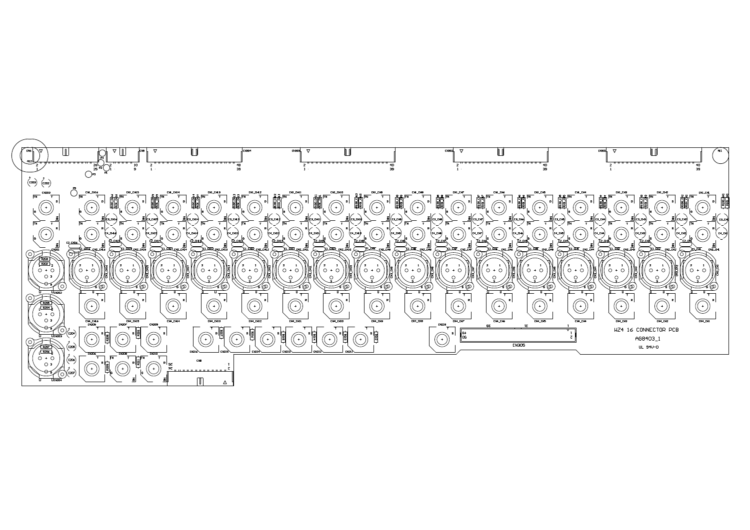WZ4 16 CONNECTOR PCB

A68403_1

UL 94V-0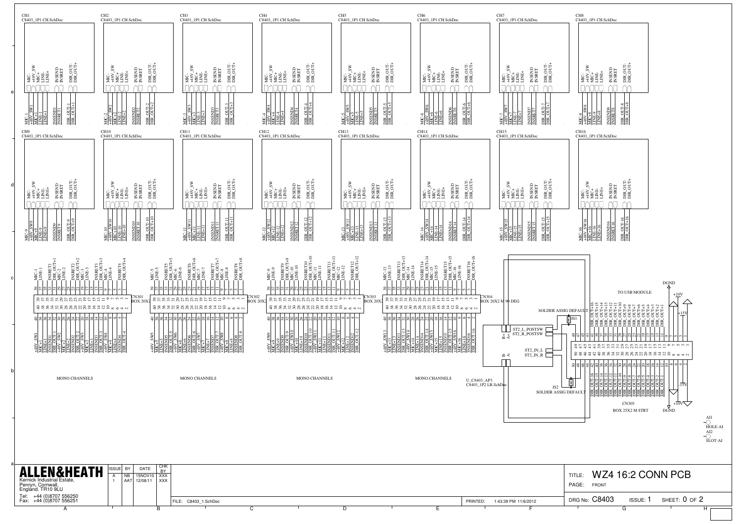CH1 C8403_1P1 CH.SchDoc
CH2 C8403_1P1 CH.SchDoc
CH3 C8403_1P1 CH.SchDoc
CH4 C8403_1P1 CH.SchDoc
CH5 C8403_1P1 CH.SchDoc
CH6 C8403_1P1 CH.SchDoc
CH7 C8403_1P1 CH.SchDoc
CH8 C8403_1P1 CH.SchDoc

CH9 C8403_1P1 CH.SchDoc
CH10 C8403_1P1 CH.SchDoc
CH11 C8403_1P1 CH.SchDoc
CH12 C8403_1P1 CH.SchDoc
CH13 C8403_1P1 CH.SchDoc
CH14 C8403_1P1 CH.SchDoc
CH15 C8403_1P1 CH.SchDoc
CH16 C8403_1P1 CH.SchDoc

MIC- +48V_SW MIC+ LINE- LINE+ INSEND INSRET DIR_OUT- DIR_OUT+

CN301 BOX 20X2
CN302 BOX 20X2
CN303 BOX 20X2
CN304 BOX 20X2 M 90 DEG

MONO CHANNELS
MONO CHANNELS
MONO CHANNELS
MONO CHANNELS

U_C8403_AP3 C8403_1P2 LR.SchDoc

ST2_L_POSTSW
ST2_R_POSTSW
ST2_IN_L
ST2_IN_R

SOLDER ASSIG DEFAULT JS1
JS2 SOLDER ASSIG DEFAULT

TO USB MODULE

CN305 BOX 25X2 M STRT

DGND +10V +15V -15V

AI1 HOLE-AI
AI2 SLOT-AI

**ALLEN&HEATH**
Kernick Industrial Estate,
Penryn, Cornwall,
England. TR10 9LU
Tel: +44 (0)8707 556250
Fax: +44 (0)8707 556251

| ISSUE | BY | DATE | CHK BY |
|---|---|---|---|
| A | NB | 15NOV10 | XXX |
| 1 | AAT | 12/08/11 | XXX |

FILE: C8403_1.SchDoc
PRINTED: 1:43:39 PM 11/6/2012

TITLE: WZ4 16:2 CONN PCB
PAGE: FRONT
DRG No: C8403 ISSUE: 1 SHEET: 0 OF 2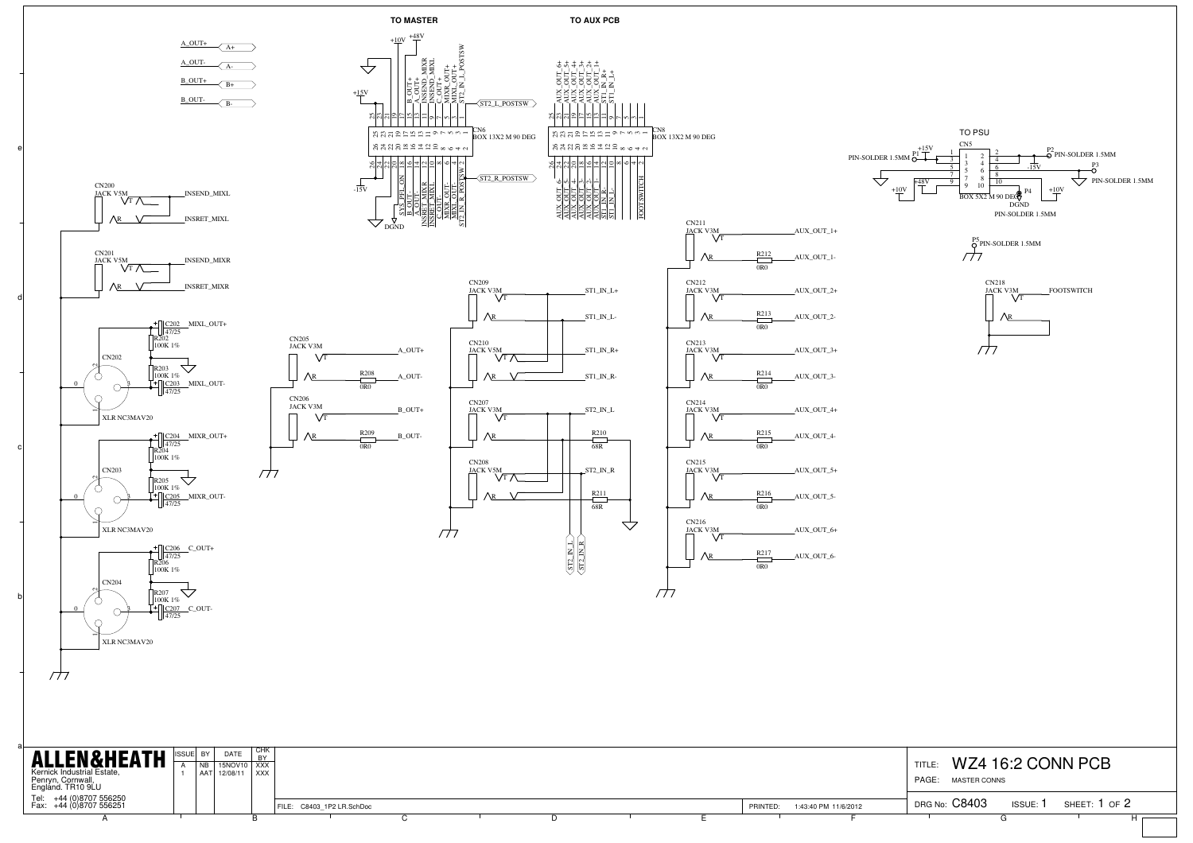# WZ4 16:2 CONN PCB

**TO MASTER**

CN6 — BOX 13X2 M 90 DEG

| Pin | Signal | Pin | Signal |
|---|---|---|---|
| 1 | ST2_L_POSTSW | 2 | ST2_IN_R_POSTSW |
| 3 | ST2_IN_L_POSTSW | 4 | MIXL_OUT- |
| 5 | MIXL_OUT+ | 6 | MIXR_OUT- |
| 7 | MIXR_OUT+ | 8 | C_OUT- |
| 9 | C_OUT+ | 10 | INSRET_MIXL |
| 11 | INSEND_MIXL | 12 | INSRET_MIXR |
| 13 | INSEND_MIXR | 14 | A_OUT- |
| 15 | A_OUT+ | 16 | B_OUT- |
| 17 | B_OUT+ | 18 | PFL_ON |
| 19 | +48V | 20 | SYS |
| 21 | +10V | 22 | DGND |
| 23 | +15V | 24 | -15V |
| 25 | | 26 | |

**TO AUX PCB**

CN8 — BOX 13X2 M 90 DEG

| Pin | Signal | Pin | Signal |
|---|---|---|---|
| 1 | | 2 | FOOTSWITCH |
| 9 | ST1_IN_L+ | 10 | ST1_IN_L- |
| 11 | ST1_IN_R+ | 12 | ST1_IN_R- |
| 13 | AUX_OUT_1+ | 14 | AUX_OUT_1- |
| 15 | AUX_OUT_2+ | 16 | AUX_OUT_2- |
| 17 | AUX_OUT_3+ | 18 | AUX_OUT_3- |
| 19 | AUX_OUT_4+ | 20 | AUX_OUT_4- |
| 21 | AUX_OUT_5+ | 22 | AUX_OUT_5- |
| 23 | AUX_OUT_6+ | 24 | AUX_OUT_6- |
| 25 | | 26 | |

**TO PSU**

CN5 — BOX 5X2 M 90 DEG

P1 PIN-SOLDER 1.5MM (+15V), P2 PIN-SOLDER 1.5MM (-15V), P3 PIN-SOLDER 1.5MM, P4 PIN-SOLDER 1.5MM (DGND), P5 PIN-SOLDER 1.5MM; +48V, +10V

Net labels: A_OUT+ (A+), A_OUT- (A-), B_OUT+ (B+), B_OUT- (B-)

**Connectors and components**

- CN200 JACK V5M — INSEND_MIXL, INSRET_MIXL
- CN201 JACK V5M — INSEND_MIXR, INSRET_MIXR
- CN202 XLR NC3MAV20 — C202 47/25 MIXL_OUT+, R202 100K 1%, R203 100K 1%, C203 47/25 MIXL_OUT-
- CN203 XLR NC3MAV20 — C204 47/25 MIXR_OUT+, R204 100K 1%, R205 100K 1%, C205 47/25 MIXR_OUT-
- CN204 XLR NC3MAV20 — C206 47/25 C_OUT+, R206 100K 1%, R207 100K 1%, C207 47/25 C_OUT-
- CN205 JACK V3M — A_OUT+, R208 0R0 A_OUT-
- CN206 JACK V3M — B_OUT+, R209 0R0 B_OUT-
- CN209 JACK V3M — ST1_IN_L+, ST1_IN_L-
- CN210 JACK V5M — ST1_IN_R+, ST1_IN_R-
- CN207 JACK V3M — ST2_IN_L, R210 68R
- CN208 JACK V5M — ST2_IN_R, R211 68R
- CN211 JACK V3M — AUX_OUT_1+, R212 0R0 AUX_OUT_1-
- CN212 JACK V3M — AUX_OUT_2+, R213 0R0 AUX_OUT_2-
- CN213 JACK V3M — AUX_OUT_3+, R214 0R0 AUX_OUT_3-
- CN214 JACK V3M — AUX_OUT_4+, R215 0R0 AUX_OUT_4-
- CN215 JACK V3M — AUX_OUT_5+, R216 0R0 AUX_OUT_5-
- CN216 JACK V3M — AUX_OUT_6+, R217 0R0 AUX_OUT_6-
- CN218 JACK V3M — FOOTSWITCH

---

**ALLEN&HEATH**
Kernick Industrial Estate,
Penryn, Cornwall,
England. TR10 9LU
Tel: +44 (0)8707 556250
Fax: +44 (0)8707 556251

| ISSUE | BY | DATE | CHK BY |
|---|---|---|---|
| A | NB | 15NOV10 | XXX |
| 1 | AAT | 12/08/11 | XXX |

FILE: C8403_1P2 LR.SchDoc
PRINTED: 1:43:40 PM 11/6/2012

TITLE: WZ4 16:2 CONN PCB
PAGE: MASTER CONNS
DRG No: C8403 ISSUE: 1 SHEET: 1 OF 2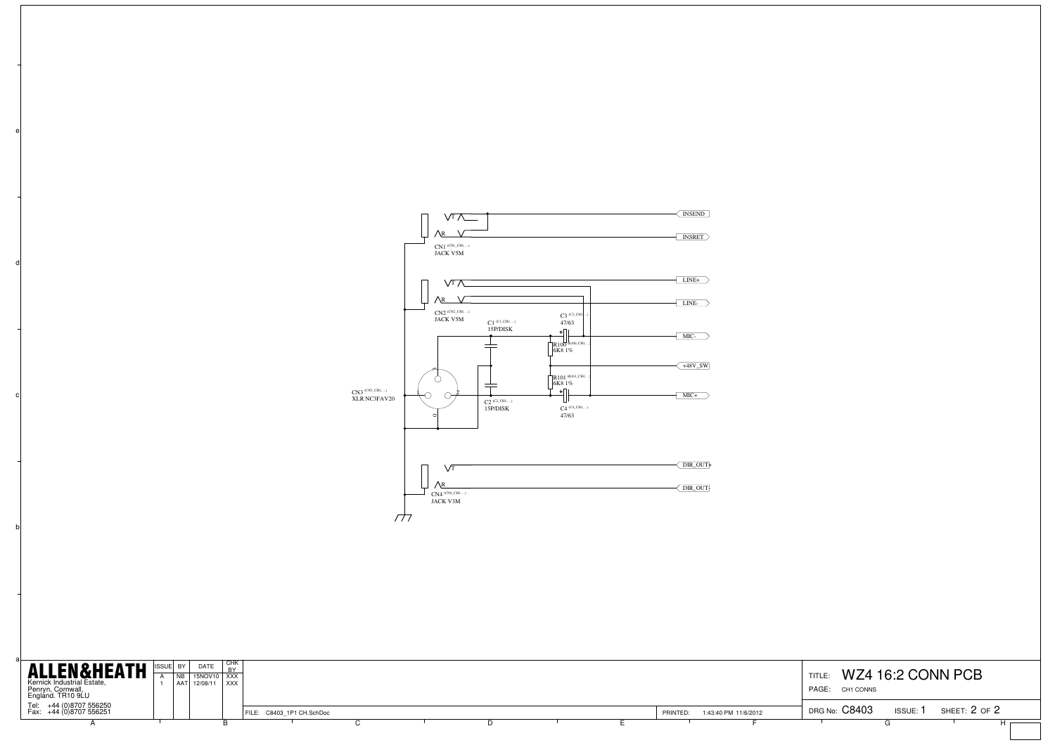CN1 (CN1_CH1,...)
JACK V5M

INSEND

INSRET

CN2 (CN2_CH1,...)
JACK V5M

LINE+

LINE-

C1 (C1_CH1,...)
15P/DISK

C3 (C3_CH1,...)
47/63

MIC-

R100 (R100_CH1,...)
6K8 1%

+48V_SW

R101 (R101_CH1,...)
6K8 1%

CN3 (CN3_CH1,...)
XLR NC3FAV20

MIC+

C2 (C2_CH1,...)
15P/DISK

C4 (C4_CH1,...)
47/63

DIR_OUT+

DIR_OUT-

CN4 (CN4_CH1,...)
JACK V3M

**ALLEN&HEATH**
Kernick Industrial Estate,
Penryn, Cornwall,
England. TR10 9LU

Tel: +44 (0)8707 556250
Fax: +44 (0)8707 556251

| ISSUE | BY | DATE | CHK BY |
|---|---|---|---|
| A | NB | 15NOV10 | XXX |
| 1 | AAT | 12/08/11 | XXX |

FILE: C8403_1P1 CH.SchDoc

PRINTED: 1:43:40 PM 11/6/2012

TITLE: WZ4 16:2 CONN PCB

PAGE: CH1 CONNS

DRG No: C8403 ISSUE: 1 SHEET: 2 OF 2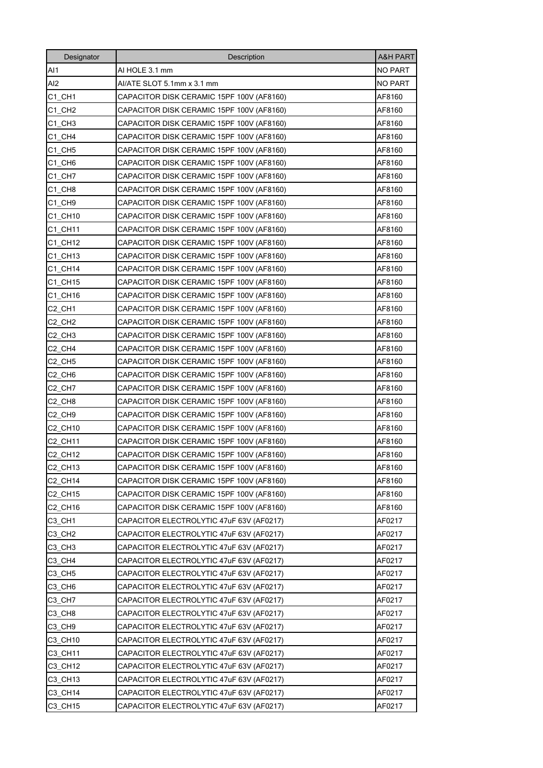| Designator | Description | A&H PART |
|---|---|---|
| AI1 | AI HOLE 3.1 mm | NO PART |
| AI2 | AI/ATE SLOT 5.1mm x 3.1 mm | NO PART |
| C1_CH1 | CAPACITOR DISK CERAMIC 15PF 100V (AF8160) | AF8160 |
| C1_CH2 | CAPACITOR DISK CERAMIC 15PF 100V (AF8160) | AF8160 |
| C1_CH3 | CAPACITOR DISK CERAMIC 15PF 100V (AF8160) | AF8160 |
| C1_CH4 | CAPACITOR DISK CERAMIC 15PF 100V (AF8160) | AF8160 |
| C1_CH5 | CAPACITOR DISK CERAMIC 15PF 100V (AF8160) | AF8160 |
| C1_CH6 | CAPACITOR DISK CERAMIC 15PF 100V (AF8160) | AF8160 |
| C1_CH7 | CAPACITOR DISK CERAMIC 15PF 100V (AF8160) | AF8160 |
| C1_CH8 | CAPACITOR DISK CERAMIC 15PF 100V (AF8160) | AF8160 |
| C1_CH9 | CAPACITOR DISK CERAMIC 15PF 100V (AF8160) | AF8160 |
| C1_CH10 | CAPACITOR DISK CERAMIC 15PF 100V (AF8160) | AF8160 |
| C1_CH11 | CAPACITOR DISK CERAMIC 15PF 100V (AF8160) | AF8160 |
| C1_CH12 | CAPACITOR DISK CERAMIC 15PF 100V (AF8160) | AF8160 |
| C1_CH13 | CAPACITOR DISK CERAMIC 15PF 100V (AF8160) | AF8160 |
| C1_CH14 | CAPACITOR DISK CERAMIC 15PF 100V (AF8160) | AF8160 |
| C1_CH15 | CAPACITOR DISK CERAMIC 15PF 100V (AF8160) | AF8160 |
| C1_CH16 | CAPACITOR DISK CERAMIC 15PF 100V (AF8160) | AF8160 |
| C2_CH1 | CAPACITOR DISK CERAMIC 15PF 100V (AF8160) | AF8160 |
| C2_CH2 | CAPACITOR DISK CERAMIC 15PF 100V (AF8160) | AF8160 |
| C2_CH3 | CAPACITOR DISK CERAMIC 15PF 100V (AF8160) | AF8160 |
| C2_CH4 | CAPACITOR DISK CERAMIC 15PF 100V (AF8160) | AF8160 |
| C2_CH5 | CAPACITOR DISK CERAMIC 15PF 100V (AF8160) | AF8160 |
| C2_CH6 | CAPACITOR DISK CERAMIC 15PF 100V (AF8160) | AF8160 |
| C2_CH7 | CAPACITOR DISK CERAMIC 15PF 100V (AF8160) | AF8160 |
| C2_CH8 | CAPACITOR DISK CERAMIC 15PF 100V (AF8160) | AF8160 |
| C2_CH9 | CAPACITOR DISK CERAMIC 15PF 100V (AF8160) | AF8160 |
| C2_CH10 | CAPACITOR DISK CERAMIC 15PF 100V (AF8160) | AF8160 |
| C2_CH11 | CAPACITOR DISK CERAMIC 15PF 100V (AF8160) | AF8160 |
| C2_CH12 | CAPACITOR DISK CERAMIC 15PF 100V (AF8160) | AF8160 |
| C2_CH13 | CAPACITOR DISK CERAMIC 15PF 100V (AF8160) | AF8160 |
| C2_CH14 | CAPACITOR DISK CERAMIC 15PF 100V (AF8160) | AF8160 |
| C2_CH15 | CAPACITOR DISK CERAMIC 15PF 100V (AF8160) | AF8160 |
| C2_CH16 | CAPACITOR DISK CERAMIC 15PF 100V (AF8160) | AF8160 |
| C3_CH1 | CAPACITOR ELECTROLYTIC 47uF 63V (AF0217) | AF0217 |
| C3_CH2 | CAPACITOR ELECTROLYTIC 47uF 63V (AF0217) | AF0217 |
| C3_CH3 | CAPACITOR ELECTROLYTIC 47uF 63V (AF0217) | AF0217 |
| C3_CH4 | CAPACITOR ELECTROLYTIC 47uF 63V (AF0217) | AF0217 |
| C3_CH5 | CAPACITOR ELECTROLYTIC 47uF 63V (AF0217) | AF0217 |
| C3_CH6 | CAPACITOR ELECTROLYTIC 47uF 63V (AF0217) | AF0217 |
| C3_CH7 | CAPACITOR ELECTROLYTIC 47uF 63V (AF0217) | AF0217 |
| C3_CH8 | CAPACITOR ELECTROLYTIC 47uF 63V (AF0217) | AF0217 |
| C3_CH9 | CAPACITOR ELECTROLYTIC 47uF 63V (AF0217) | AF0217 |
| C3_CH10 | CAPACITOR ELECTROLYTIC 47uF 63V (AF0217) | AF0217 |
| C3_CH11 | CAPACITOR ELECTROLYTIC 47uF 63V (AF0217) | AF0217 |
| C3_CH12 | CAPACITOR ELECTROLYTIC 47uF 63V (AF0217) | AF0217 |
| C3_CH13 | CAPACITOR ELECTROLYTIC 47uF 63V (AF0217) | AF0217 |
| C3_CH14 | CAPACITOR ELECTROLYTIC 47uF 63V (AF0217) | AF0217 |
| C3_CH15 | CAPACITOR ELECTROLYTIC 47uF 63V (AF0217) | AF0217 |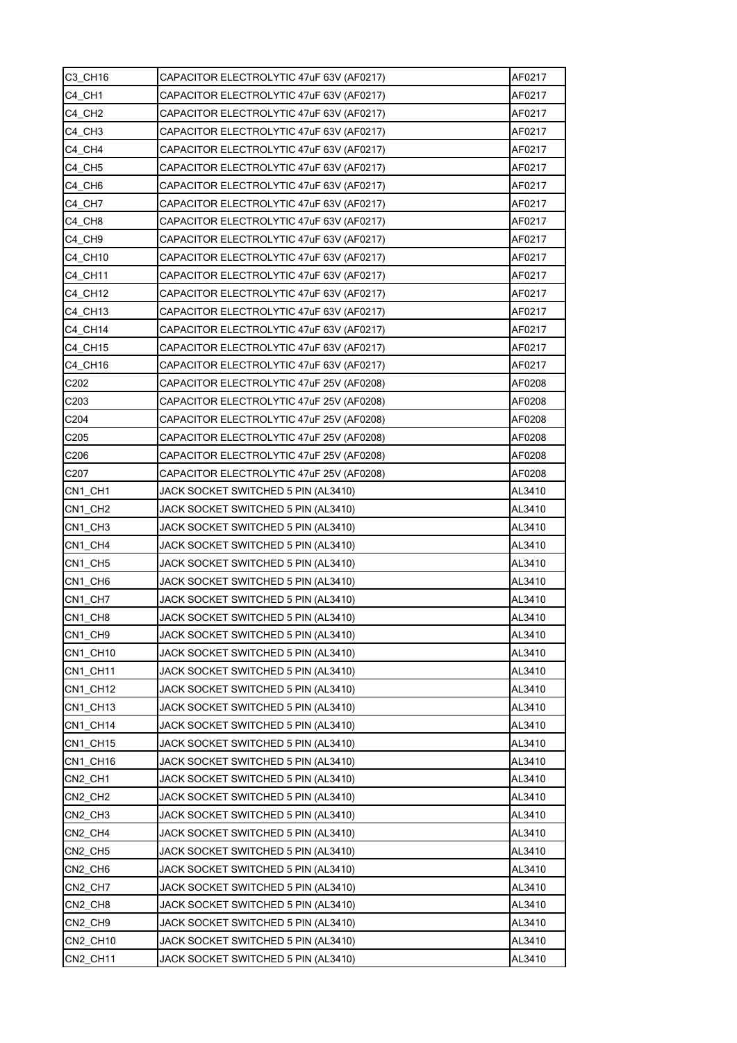| C3_CH16 | CAPACITOR ELECTROLYTIC 47uF 63V (AF0217) | AF0217 |
|---|---|---|
| C4_CH1 | CAPACITOR ELECTROLYTIC 47uF 63V (AF0217) | AF0217 |
| C4_CH2 | CAPACITOR ELECTROLYTIC 47uF 63V (AF0217) | AF0217 |
| C4_CH3 | CAPACITOR ELECTROLYTIC 47uF 63V (AF0217) | AF0217 |
| C4_CH4 | CAPACITOR ELECTROLYTIC 47uF 63V (AF0217) | AF0217 |
| C4_CH5 | CAPACITOR ELECTROLYTIC 47uF 63V (AF0217) | AF0217 |
| C4_CH6 | CAPACITOR ELECTROLYTIC 47uF 63V (AF0217) | AF0217 |
| C4_CH7 | CAPACITOR ELECTROLYTIC 47uF 63V (AF0217) | AF0217 |
| C4_CH8 | CAPACITOR ELECTROLYTIC 47uF 63V (AF0217) | AF0217 |
| C4_CH9 | CAPACITOR ELECTROLYTIC 47uF 63V (AF0217) | AF0217 |
| C4_CH10 | CAPACITOR ELECTROLYTIC 47uF 63V (AF0217) | AF0217 |
| C4_CH11 | CAPACITOR ELECTROLYTIC 47uF 63V (AF0217) | AF0217 |
| C4_CH12 | CAPACITOR ELECTROLYTIC 47uF 63V (AF0217) | AF0217 |
| C4_CH13 | CAPACITOR ELECTROLYTIC 47uF 63V (AF0217) | AF0217 |
| C4_CH14 | CAPACITOR ELECTROLYTIC 47uF 63V (AF0217) | AF0217 |
| C4_CH15 | CAPACITOR ELECTROLYTIC 47uF 63V (AF0217) | AF0217 |
| C4_CH16 | CAPACITOR ELECTROLYTIC 47uF 63V (AF0217) | AF0217 |
| C202 | CAPACITOR ELECTROLYTIC 47uF 25V (AF0208) | AF0208 |
| C203 | CAPACITOR ELECTROLYTIC 47uF 25V (AF0208) | AF0208 |
| C204 | CAPACITOR ELECTROLYTIC 47uF 25V (AF0208) | AF0208 |
| C205 | CAPACITOR ELECTROLYTIC 47uF 25V (AF0208) | AF0208 |
| C206 | CAPACITOR ELECTROLYTIC 47uF 25V (AF0208) | AF0208 |
| C207 | CAPACITOR ELECTROLYTIC 47uF 25V (AF0208) | AF0208 |
| CN1_CH1 | JACK SOCKET SWITCHED 5 PIN (AL3410) | AL3410 |
| CN1_CH2 | JACK SOCKET SWITCHED 5 PIN (AL3410) | AL3410 |
| CN1_CH3 | JACK SOCKET SWITCHED 5 PIN (AL3410) | AL3410 |
| CN1_CH4 | JACK SOCKET SWITCHED 5 PIN (AL3410) | AL3410 |
| CN1_CH5 | JACK SOCKET SWITCHED 5 PIN (AL3410) | AL3410 |
| CN1_CH6 | JACK SOCKET SWITCHED 5 PIN (AL3410) | AL3410 |
| CN1_CH7 | JACK SOCKET SWITCHED 5 PIN (AL3410) | AL3410 |
| CN1_CH8 | JACK SOCKET SWITCHED 5 PIN (AL3410) | AL3410 |
| CN1_CH9 | JACK SOCKET SWITCHED 5 PIN (AL3410) | AL3410 |
| CN1_CH10 | JACK SOCKET SWITCHED 5 PIN (AL3410) | AL3410 |
| CN1_CH11 | JACK SOCKET SWITCHED 5 PIN (AL3410) | AL3410 |
| CN1_CH12 | JACK SOCKET SWITCHED 5 PIN (AL3410) | AL3410 |
| CN1_CH13 | JACK SOCKET SWITCHED 5 PIN (AL3410) | AL3410 |
| CN1_CH14 | JACK SOCKET SWITCHED 5 PIN (AL3410) | AL3410 |
| CN1_CH15 | JACK SOCKET SWITCHED 5 PIN (AL3410) | AL3410 |
| CN1_CH16 | JACK SOCKET SWITCHED 5 PIN (AL3410) | AL3410 |
| CN2_CH1 | JACK SOCKET SWITCHED 5 PIN (AL3410) | AL3410 |
| CN2_CH2 | JACK SOCKET SWITCHED 5 PIN (AL3410) | AL3410 |
| CN2_CH3 | JACK SOCKET SWITCHED 5 PIN (AL3410) | AL3410 |
| CN2_CH4 | JACK SOCKET SWITCHED 5 PIN (AL3410) | AL3410 |
| CN2_CH5 | JACK SOCKET SWITCHED 5 PIN (AL3410) | AL3410 |
| CN2_CH6 | JACK SOCKET SWITCHED 5 PIN (AL3410) | AL3410 |
| CN2_CH7 | JACK SOCKET SWITCHED 5 PIN (AL3410) | AL3410 |
| CN2_CH8 | JACK SOCKET SWITCHED 5 PIN (AL3410) | AL3410 |
| CN2_CH9 | JACK SOCKET SWITCHED 5 PIN (AL3410) | AL3410 |
| CN2_CH10 | JACK SOCKET SWITCHED 5 PIN (AL3410) | AL3410 |
| CN2_CH11 | JACK SOCKET SWITCHED 5 PIN (AL3410) | AL3410 |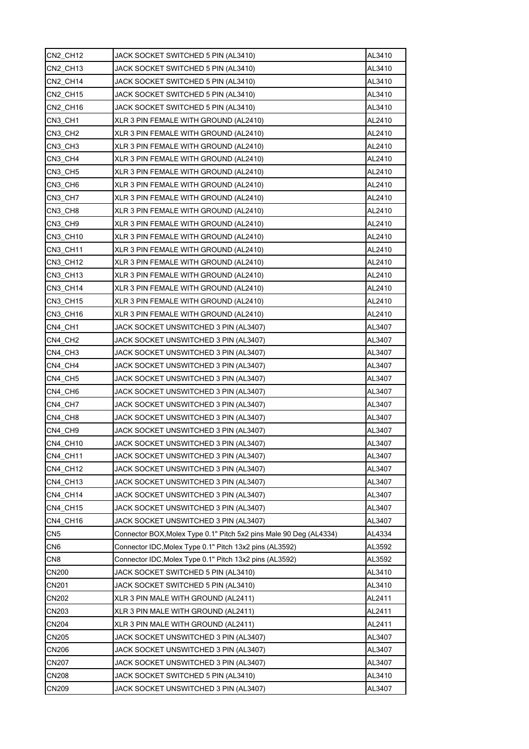| CN2_CH12 | JACK SOCKET SWITCHED 5 PIN (AL3410) | AL3410 |
|---|---|---|
| CN2_CH13 | JACK SOCKET SWITCHED 5 PIN (AL3410) | AL3410 |
| CN2_CH14 | JACK SOCKET SWITCHED 5 PIN (AL3410) | AL3410 |
| CN2_CH15 | JACK SOCKET SWITCHED 5 PIN (AL3410) | AL3410 |
| CN2_CH16 | JACK SOCKET SWITCHED 5 PIN (AL3410) | AL3410 |
| CN3_CH1 | XLR 3 PIN FEMALE WITH GROUND (AL2410) | AL2410 |
| CN3_CH2 | XLR 3 PIN FEMALE WITH GROUND (AL2410) | AL2410 |
| CN3_CH3 | XLR 3 PIN FEMALE WITH GROUND (AL2410) | AL2410 |
| CN3_CH4 | XLR 3 PIN FEMALE WITH GROUND (AL2410) | AL2410 |
| CN3_CH5 | XLR 3 PIN FEMALE WITH GROUND (AL2410) | AL2410 |
| CN3_CH6 | XLR 3 PIN FEMALE WITH GROUND (AL2410) | AL2410 |
| CN3_CH7 | XLR 3 PIN FEMALE WITH GROUND (AL2410) | AL2410 |
| CN3_CH8 | XLR 3 PIN FEMALE WITH GROUND (AL2410) | AL2410 |
| CN3_CH9 | XLR 3 PIN FEMALE WITH GROUND (AL2410) | AL2410 |
| CN3_CH10 | XLR 3 PIN FEMALE WITH GROUND (AL2410) | AL2410 |
| CN3_CH11 | XLR 3 PIN FEMALE WITH GROUND (AL2410) | AL2410 |
| CN3_CH12 | XLR 3 PIN FEMALE WITH GROUND (AL2410) | AL2410 |
| CN3_CH13 | XLR 3 PIN FEMALE WITH GROUND (AL2410) | AL2410 |
| CN3_CH14 | XLR 3 PIN FEMALE WITH GROUND (AL2410) | AL2410 |
| CN3_CH15 | XLR 3 PIN FEMALE WITH GROUND (AL2410) | AL2410 |
| CN3_CH16 | XLR 3 PIN FEMALE WITH GROUND (AL2410) | AL2410 |
| CN4_CH1 | JACK SOCKET UNSWITCHED 3 PIN (AL3407) | AL3407 |
| CN4_CH2 | JACK SOCKET UNSWITCHED 3 PIN (AL3407) | AL3407 |
| CN4_CH3 | JACK SOCKET UNSWITCHED 3 PIN (AL3407) | AL3407 |
| CN4_CH4 | JACK SOCKET UNSWITCHED 3 PIN (AL3407) | AL3407 |
| CN4_CH5 | JACK SOCKET UNSWITCHED 3 PIN (AL3407) | AL3407 |
| CN4_CH6 | JACK SOCKET UNSWITCHED 3 PIN (AL3407) | AL3407 |
| CN4_CH7 | JACK SOCKET UNSWITCHED 3 PIN (AL3407) | AL3407 |
| CN4_CH8 | JACK SOCKET UNSWITCHED 3 PIN (AL3407) | AL3407 |
| CN4_CH9 | JACK SOCKET UNSWITCHED 3 PIN (AL3407) | AL3407 |
| CN4_CH10 | JACK SOCKET UNSWITCHED 3 PIN (AL3407) | AL3407 |
| CN4_CH11 | JACK SOCKET UNSWITCHED 3 PIN (AL3407) | AL3407 |
| CN4_CH12 | JACK SOCKET UNSWITCHED 3 PIN (AL3407) | AL3407 |
| CN4_CH13 | JACK SOCKET UNSWITCHED 3 PIN (AL3407) | AL3407 |
| CN4_CH14 | JACK SOCKET UNSWITCHED 3 PIN (AL3407) | AL3407 |
| CN4_CH15 | JACK SOCKET UNSWITCHED 3 PIN (AL3407) | AL3407 |
| CN4_CH16 | JACK SOCKET UNSWITCHED 3 PIN (AL3407) | AL3407 |
| CN5 | Connector BOX,Molex Type 0.1" Pitch 5x2 pins Male 90 Deg (AL4334) | AL4334 |
| CN6 | Connector IDC,Molex Type 0.1" Pitch 13x2 pins (AL3592) | AL3592 |
| CN8 | Connector IDC,Molex Type 0.1" Pitch 13x2 pins (AL3592) | AL3592 |
| CN200 | JACK SOCKET SWITCHED 5 PIN (AL3410) | AL3410 |
| CN201 | JACK SOCKET SWITCHED 5 PIN (AL3410) | AL3410 |
| CN202 | XLR 3 PIN MALE WITH GROUND (AL2411) | AL2411 |
| CN203 | XLR 3 PIN MALE WITH GROUND (AL2411) | AL2411 |
| CN204 | XLR 3 PIN MALE WITH GROUND (AL2411) | AL2411 |
| CN205 | JACK SOCKET UNSWITCHED 3 PIN (AL3407) | AL3407 |
| CN206 | JACK SOCKET UNSWITCHED 3 PIN (AL3407) | AL3407 |
| CN207 | JACK SOCKET UNSWITCHED 3 PIN (AL3407) | AL3407 |
| CN208 | JACK SOCKET SWITCHED 5 PIN (AL3410) | AL3410 |
| CN209 | JACK SOCKET UNSWITCHED 3 PIN (AL3407) | AL3407 |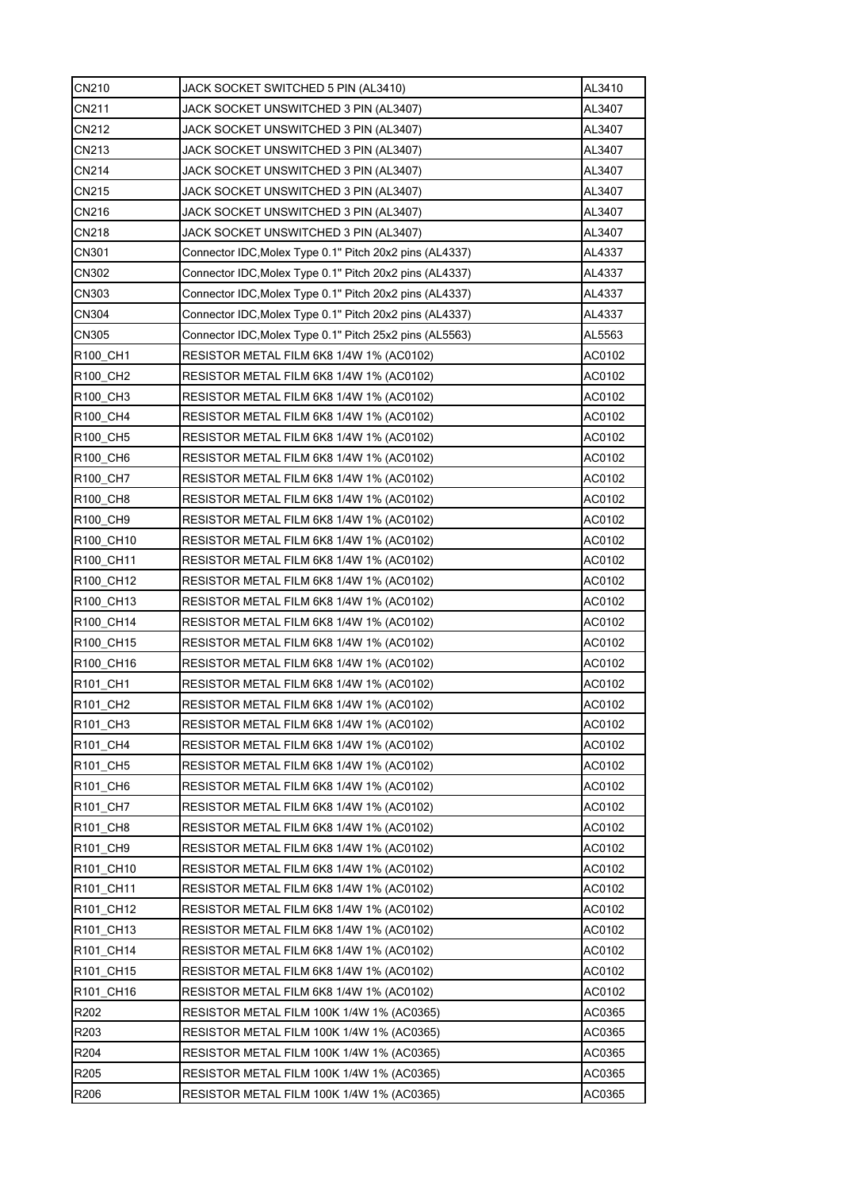| CN210 | JACK SOCKET SWITCHED 5 PIN (AL3410) | AL3410 |
|---|---|---|
| CN211 | JACK SOCKET UNSWITCHED 3 PIN (AL3407) | AL3407 |
| CN212 | JACK SOCKET UNSWITCHED 3 PIN (AL3407) | AL3407 |
| CN213 | JACK SOCKET UNSWITCHED 3 PIN (AL3407) | AL3407 |
| CN214 | JACK SOCKET UNSWITCHED 3 PIN (AL3407) | AL3407 |
| CN215 | JACK SOCKET UNSWITCHED 3 PIN (AL3407) | AL3407 |
| CN216 | JACK SOCKET UNSWITCHED 3 PIN (AL3407) | AL3407 |
| CN218 | JACK SOCKET UNSWITCHED 3 PIN (AL3407) | AL3407 |
| CN301 | Connector IDC,Molex Type 0.1" Pitch 20x2 pins (AL4337) | AL4337 |
| CN302 | Connector IDC,Molex Type 0.1" Pitch 20x2 pins (AL4337) | AL4337 |
| CN303 | Connector IDC,Molex Type 0.1" Pitch 20x2 pins (AL4337) | AL4337 |
| CN304 | Connector IDC,Molex Type 0.1" Pitch 20x2 pins (AL4337) | AL4337 |
| CN305 | Connector IDC,Molex Type 0.1" Pitch 25x2 pins (AL5563) | AL5563 |
| R100_CH1 | RESISTOR METAL FILM 6K8 1/4W 1% (AC0102) | AC0102 |
| R100_CH2 | RESISTOR METAL FILM 6K8 1/4W 1% (AC0102) | AC0102 |
| R100_CH3 | RESISTOR METAL FILM 6K8 1/4W 1% (AC0102) | AC0102 |
| R100_CH4 | RESISTOR METAL FILM 6K8 1/4W 1% (AC0102) | AC0102 |
| R100_CH5 | RESISTOR METAL FILM 6K8 1/4W 1% (AC0102) | AC0102 |
| R100_CH6 | RESISTOR METAL FILM 6K8 1/4W 1% (AC0102) | AC0102 |
| R100_CH7 | RESISTOR METAL FILM 6K8 1/4W 1% (AC0102) | AC0102 |
| R100_CH8 | RESISTOR METAL FILM 6K8 1/4W 1% (AC0102) | AC0102 |
| R100_CH9 | RESISTOR METAL FILM 6K8 1/4W 1% (AC0102) | AC0102 |
| R100_CH10 | RESISTOR METAL FILM 6K8 1/4W 1% (AC0102) | AC0102 |
| R100_CH11 | RESISTOR METAL FILM 6K8 1/4W 1% (AC0102) | AC0102 |
| R100_CH12 | RESISTOR METAL FILM 6K8 1/4W 1% (AC0102) | AC0102 |
| R100_CH13 | RESISTOR METAL FILM 6K8 1/4W 1% (AC0102) | AC0102 |
| R100_CH14 | RESISTOR METAL FILM 6K8 1/4W 1% (AC0102) | AC0102 |
| R100_CH15 | RESISTOR METAL FILM 6K8 1/4W 1% (AC0102) | AC0102 |
| R100_CH16 | RESISTOR METAL FILM 6K8 1/4W 1% (AC0102) | AC0102 |
| R101_CH1 | RESISTOR METAL FILM 6K8 1/4W 1% (AC0102) | AC0102 |
| R101_CH2 | RESISTOR METAL FILM 6K8 1/4W 1% (AC0102) | AC0102 |
| R101_CH3 | RESISTOR METAL FILM 6K8 1/4W 1% (AC0102) | AC0102 |
| R101_CH4 | RESISTOR METAL FILM 6K8 1/4W 1% (AC0102) | AC0102 |
| R101_CH5 | RESISTOR METAL FILM 6K8 1/4W 1% (AC0102) | AC0102 |
| R101_CH6 | RESISTOR METAL FILM 6K8 1/4W 1% (AC0102) | AC0102 |
| R101_CH7 | RESISTOR METAL FILM 6K8 1/4W 1% (AC0102) | AC0102 |
| R101_CH8 | RESISTOR METAL FILM 6K8 1/4W 1% (AC0102) | AC0102 |
| R101_CH9 | RESISTOR METAL FILM 6K8 1/4W 1% (AC0102) | AC0102 |
| R101_CH10 | RESISTOR METAL FILM 6K8 1/4W 1% (AC0102) | AC0102 |
| R101_CH11 | RESISTOR METAL FILM 6K8 1/4W 1% (AC0102) | AC0102 |
| R101_CH12 | RESISTOR METAL FILM 6K8 1/4W 1% (AC0102) | AC0102 |
| R101_CH13 | RESISTOR METAL FILM 6K8 1/4W 1% (AC0102) | AC0102 |
| R101_CH14 | RESISTOR METAL FILM 6K8 1/4W 1% (AC0102) | AC0102 |
| R101_CH15 | RESISTOR METAL FILM 6K8 1/4W 1% (AC0102) | AC0102 |
| R101_CH16 | RESISTOR METAL FILM 6K8 1/4W 1% (AC0102) | AC0102 |
| R202 | RESISTOR METAL FILM 100K 1/4W 1% (AC0365) | AC0365 |
| R203 | RESISTOR METAL FILM 100K 1/4W 1% (AC0365) | AC0365 |
| R204 | RESISTOR METAL FILM 100K 1/4W 1% (AC0365) | AC0365 |
| R205 | RESISTOR METAL FILM 100K 1/4W 1% (AC0365) | AC0365 |
| R206 | RESISTOR METAL FILM 100K 1/4W 1% (AC0365) | AC0365 |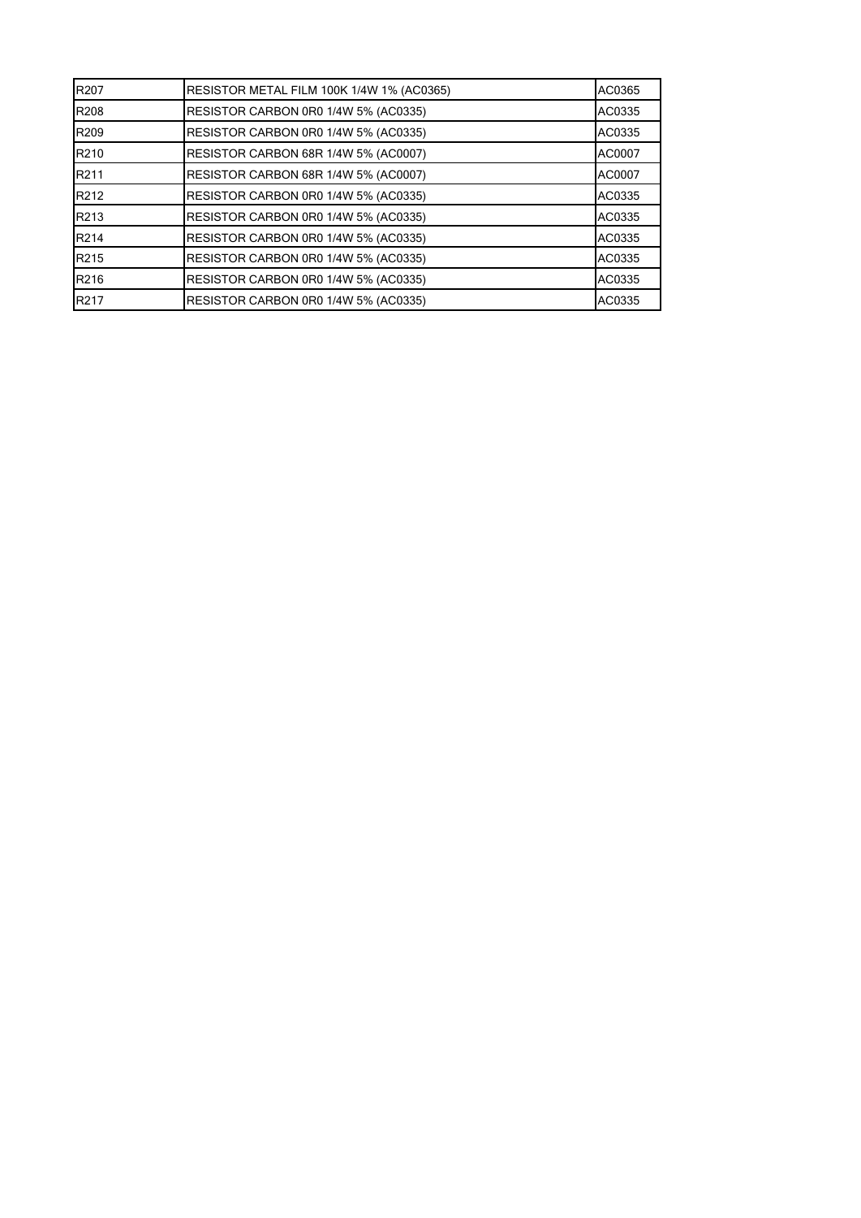| | | |
|---|---|---|
| R207 | RESISTOR METAL FILM 100K 1/4W 1% (AC0365) | AC0365 |
| R208 | RESISTOR CARBON 0R0 1/4W 5% (AC0335) | AC0335 |
| R209 | RESISTOR CARBON 0R0 1/4W 5% (AC0335) | AC0335 |
| R210 | RESISTOR CARBON 68R 1/4W 5% (AC0007) | AC0007 |
| R211 | RESISTOR CARBON 68R 1/4W 5% (AC0007) | AC0007 |
| R212 | RESISTOR CARBON 0R0 1/4W 5% (AC0335) | AC0335 |
| R213 | RESISTOR CARBON 0R0 1/4W 5% (AC0335) | AC0335 |
| R214 | RESISTOR CARBON 0R0 1/4W 5% (AC0335) | AC0335 |
| R215 | RESISTOR CARBON 0R0 1/4W 5% (AC0335) | AC0335 |
| R216 | RESISTOR CARBON 0R0 1/4W 5% (AC0335) | AC0335 |
| R217 | RESISTOR CARBON 0R0 1/4W 5% (AC0335) | AC0335 |